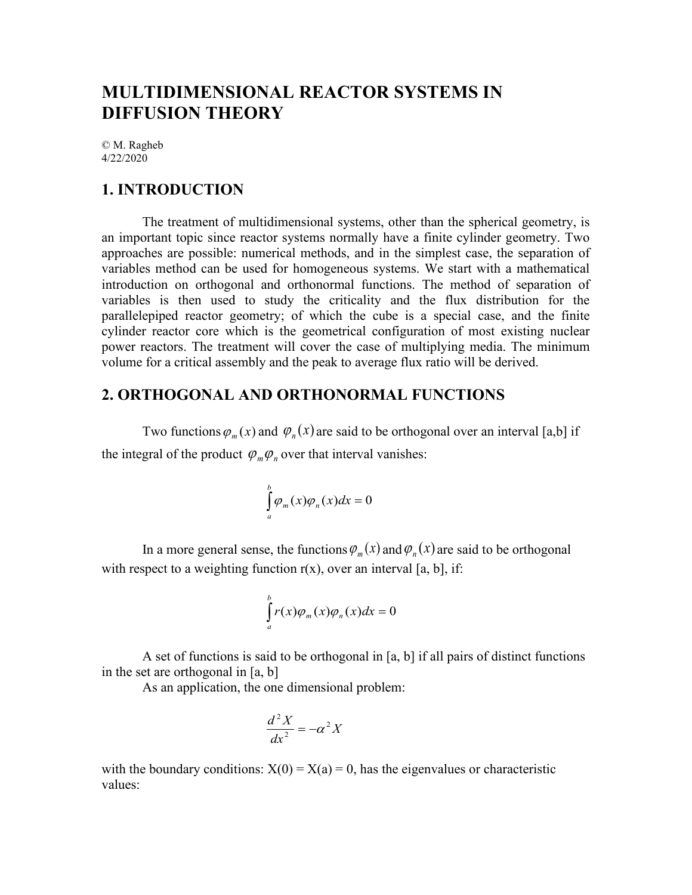# MULTIDIMENSIONAL REACTOR SYSTEMS IN DIFFUSION THEORY

© M. Ragheb
4/22/2020

## 1. INTRODUCTION

The treatment of multidimensional systems, other than the spherical geometry, is an important topic since reactor systems normally have a finite cylinder geometry. Two approaches are possible: numerical methods, and in the simplest case, the separation of variables method can be used for homogeneous systems. We start with a mathematical introduction on orthogonal and orthonormal functions. The method of separation of variables is then used to study the criticality and the flux distribution for the parallelepiped reactor geometry; of which the cube is a special case, and the finite cylinder reactor core which is the geometrical configuration of most existing nuclear power reactors. The treatment will cover the case of multiplying media. The minimum volume for a critical assembly and the peak to average flux ratio will be derived.

## 2. ORTHOGONAL AND ORTHONORMAL FUNCTIONS

Two functions $\varphi_m(x)$ and $\varphi_n(x)$ are said to be orthogonal over an interval [a,b] if the integral of the product $\varphi_m \varphi_n$ over that interval vanishes:

$$\int_a^b \varphi_m(x)\varphi_n(x)dx = 0$$

In a more general sense, the functions $\varphi_m(x)$ and $\varphi_n(x)$ are said to be orthogonal with respect to a weighting function r(x), over an interval [a, b], if:

$$\int_a^b r(x)\varphi_m(x)\varphi_n(x)dx = 0$$

A set of functions is said to be orthogonal in [a, b] if all pairs of distinct functions in the set are orthogonal in [a, b]

As an application, the one dimensional problem:

$$\frac{d^2X}{dx^2} = -\alpha^2 X$$

with the boundary conditions: X(0) = X(a) = 0, has the eigenvalues or characteristic values: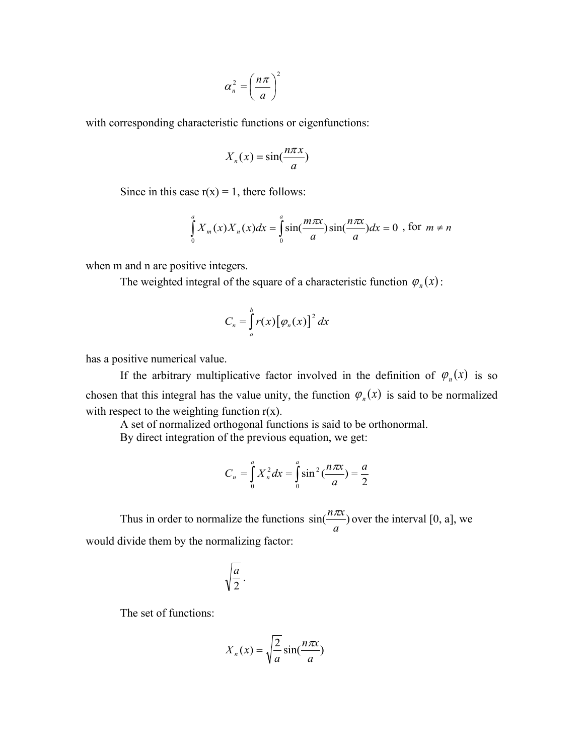$$\alpha_n^2 = \left(\frac{n\pi}{a}\right)^2$$

with corresponding characteristic functions or eigenfunctions:

$$X_n(x) = \sin(\frac{n\pi x}{a})$$

Since in this case r(x) = 1, there follows:

$$\int_0^a X_m(x) X_n(x) dx = \int_0^a \sin(\frac{m\pi x}{a}) \sin(\frac{n\pi x}{a}) dx = 0 \text{ , for } m \neq n$$

when m and n are positive integers.

The weighted integral of the square of a characteristic function $\varphi_n(x)$:

$$C_n = \int_a^b r(x) \left[\varphi_n(x)\right]^2 dx$$

has a positive numerical value.

If the arbitrary multiplicative factor involved in the definition of $\varphi_n(x)$ is so chosen that this integral has the value unity, the function $\varphi_n(x)$ is said to be normalized with respect to the weighting function r(x).

A set of normalized orthogonal functions is said to be orthonormal.

By direct integration of the previous equation, we get:

$$C_n = \int_0^a X_n^2 dx = \int_0^a \sin^2(\frac{n\pi x}{a}) = \frac{a}{2}$$

Thus in order to normalize the functions $\sin(\frac{n\pi x}{a})$ over the interval [0, a], we would divide them by the normalizing factor:

$$\sqrt{\frac{a}{2}}.$$

The set of functions:

$$X_n(x) = \sqrt{\frac{2}{a}} \sin(\frac{n\pi x}{a})$$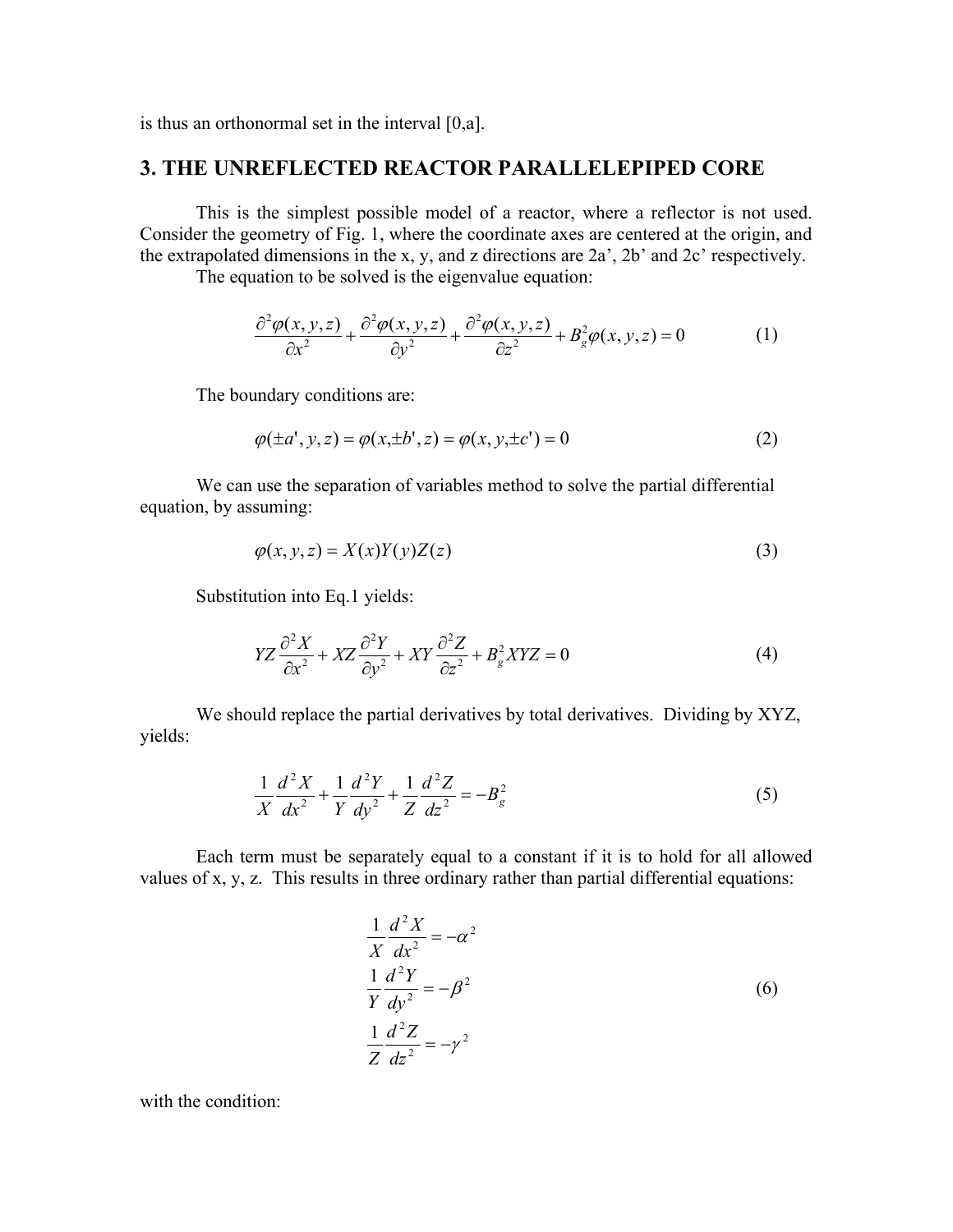is thus an orthonormal set in the interval [0,a].

## 3. THE UNREFLECTED REACTOR PARALLELEPIPED CORE

This is the simplest possible model of a reactor, where a reflector is not used. Consider the geometry of Fig. 1, where the coordinate axes are centered at the origin, and the extrapolated dimensions in the x, y, and z directions are 2a', 2b' and 2c' respectively.

The equation to be solved is the eigenvalue equation:

$$\frac{\partial^2 \varphi(x,y,z)}{\partial x^2} + \frac{\partial^2 \varphi(x,y,z)}{\partial y^2} + \frac{\partial^2 \varphi(x,y,z)}{\partial z^2} + B_g^2 \varphi(x,y,z) = 0 \tag{1}$$

The boundary conditions are:

$$\varphi(\pm a', y, z) = \varphi(x, \pm b', z) = \varphi(x, y, \pm c') = 0 \tag{2}$$

We can use the separation of variables method to solve the partial differential equation, by assuming:

$$\varphi(x,y,z) = X(x)Y(y)Z(z) \tag{3}$$

Substitution into Eq.1 yields:

$$YZ\frac{\partial^2 X}{\partial x^2} + XZ\frac{\partial^2 Y}{\partial y^2} + XY\frac{\partial^2 Z}{\partial z^2} + B_g^2 XYZ = 0 \tag{4}$$

We should replace the partial derivatives by total derivatives. Dividing by XYZ, yields:

$$\frac{1}{X}\frac{d^2 X}{dx^2} + \frac{1}{Y}\frac{d^2 Y}{dy^2} + \frac{1}{Z}\frac{d^2 Z}{dz^2} = -B_g^2 \tag{5}$$

Each term must be separately equal to a constant if it is to hold for all allowed values of x, y, z. This results in three ordinary rather than partial differential equations:

$$\begin{aligned}
\frac{1}{X}\frac{d^2 X}{dx^2} &= -\alpha^2 \\
\frac{1}{Y}\frac{d^2 Y}{dy^2} &= -\beta^2 \\
\frac{1}{Z}\frac{d^2 Z}{dz^2} &= -\gamma^2
\end{aligned} \tag{6}$$

with the condition: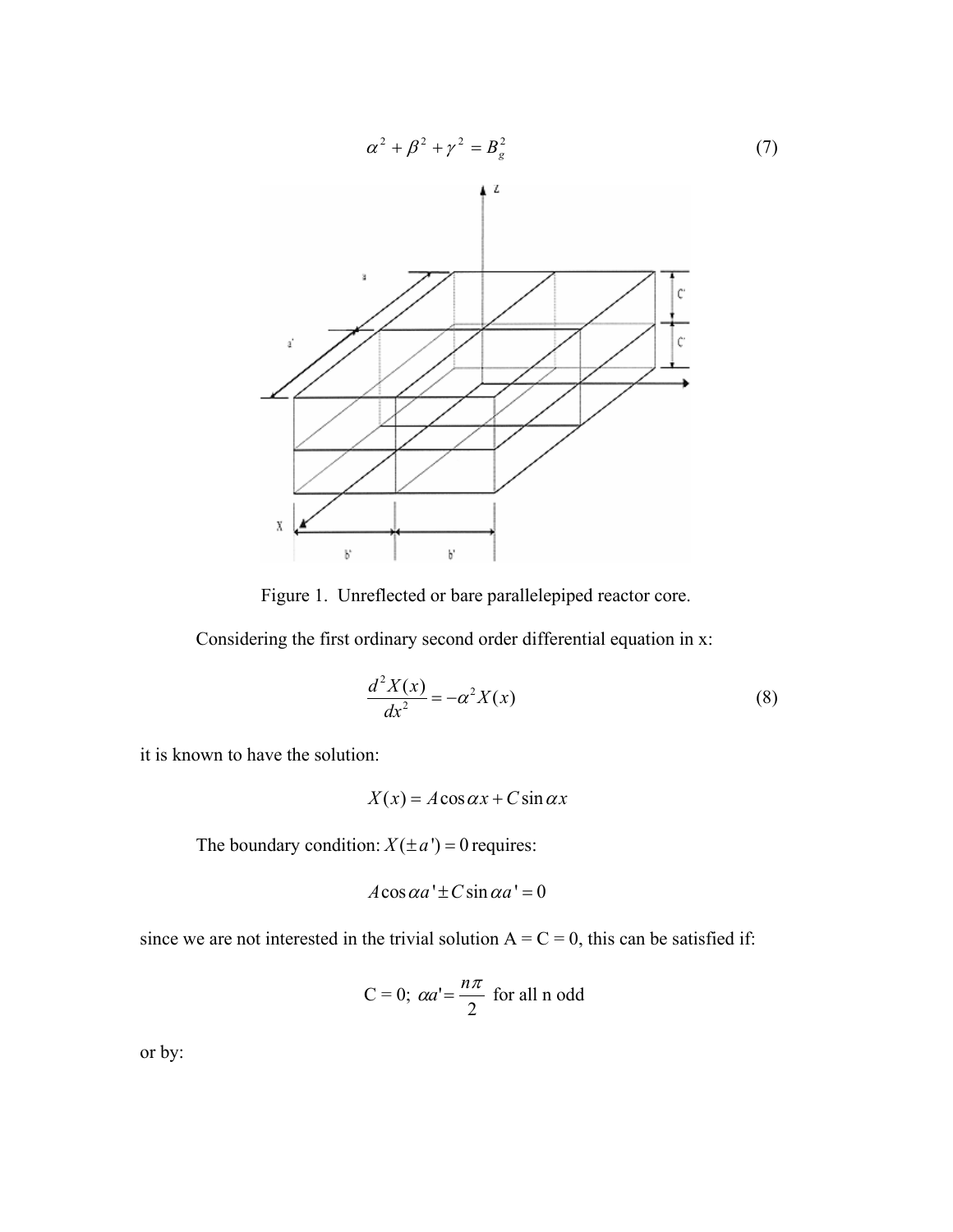$$\alpha^2 + \beta^2 + \gamma^2 = B_g^2 \tag{7}$$

Figure 1. Unreflected or bare parallelepiped reactor core.

Considering the first ordinary second order differential equation in x:

$$\frac{d^2 X(x)}{dx^2} = -\alpha^2 X(x) \tag{8}$$

it is known to have the solution:

$$X(x) = A\cos\alpha x + C\sin\alpha x$$

The boundary condition: $X(\pm a') = 0$ requires:

$$A\cos\alpha a' \pm C\sin\alpha a' = 0$$

since we are not interested in the trivial solution A = C = 0, this can be satisfied if:

$$\text{C = 0; } \alpha a' = \frac{n\pi}{2} \text{ for all n odd}$$

or by: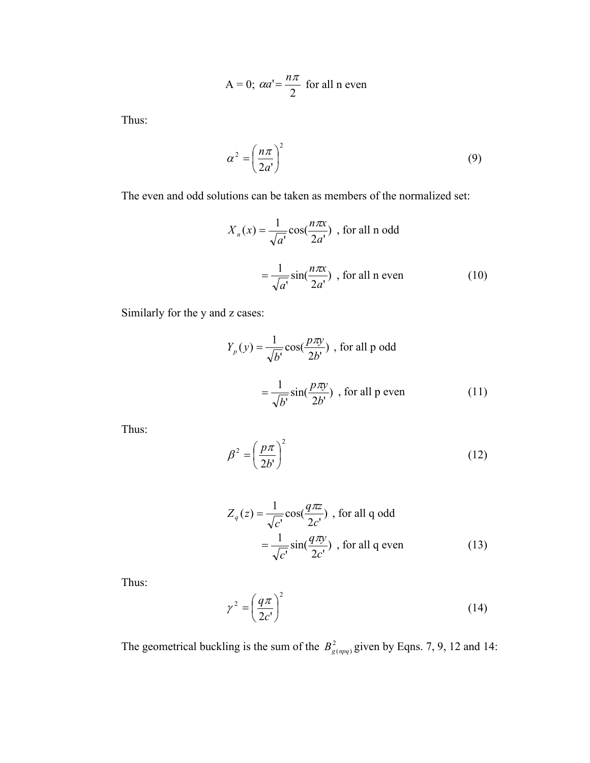$$A = 0;\ \alpha a' = \frac{n\pi}{2} \text{ for all n even}$$

Thus:

$$\alpha^2 = \left(\frac{n\pi}{2a'}\right)^2 \tag{9}$$

The even and odd solutions can be taken as members of the normalized set:

$$X_n(x) = \frac{1}{\sqrt{a'}}\cos\left(\frac{n\pi x}{2a'}\right) \text{ , for all n odd}$$

$$= \frac{1}{\sqrt{a'}}\sin\left(\frac{n\pi x}{2a'}\right) \text{ , for all n even} \tag{10}$$

Similarly for the y and z cases:

$$Y_p(y) = \frac{1}{\sqrt{b'}}\cos\left(\frac{p\pi y}{2b'}\right) \text{ , for all p odd}$$

$$= \frac{1}{\sqrt{b'}}\sin\left(\frac{p\pi y}{2b'}\right) \text{ , for all p even} \tag{11}$$

Thus:

$$\beta^2 = \left(\frac{p\pi}{2b'}\right)^2 \tag{12}$$

$$Z_q(z) = \frac{1}{\sqrt{c'}}\cos\left(\frac{q\pi z}{2c'}\right) \text{ , for all q odd}$$

$$= \frac{1}{\sqrt{c'}}\sin\left(\frac{q\pi y}{2c'}\right) \text{ , for all q even} \tag{13}$$

Thus:

$$\gamma^2 = \left(\frac{q\pi}{2c'}\right)^2 \tag{14}$$

The geometrical buckling is the sum of the $B^2_{g(npq)}$ given by Eqns. 7, 9, 12 and 14: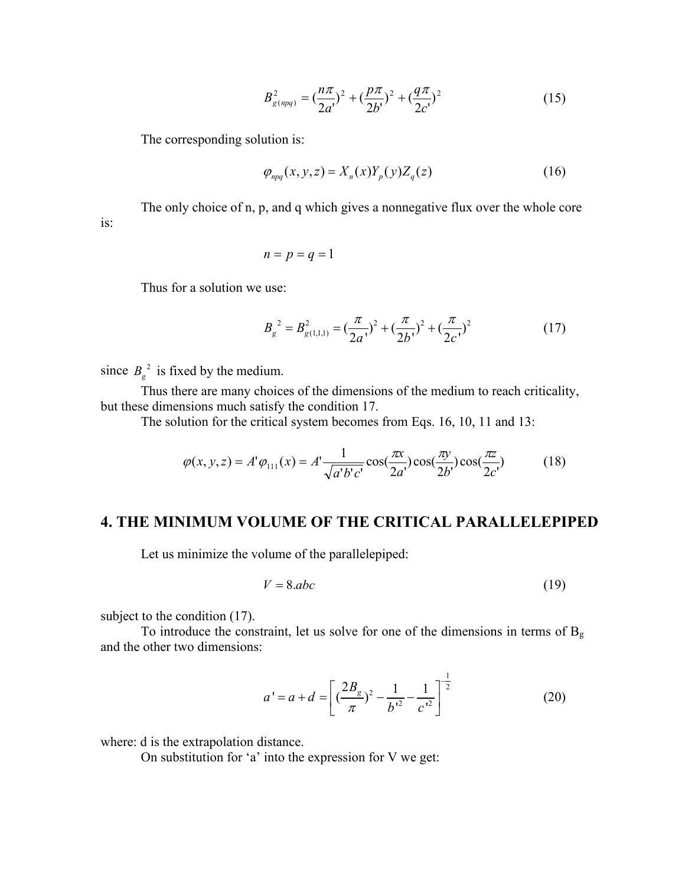$$B_{g(npq)}^2 = (\frac{n\pi}{2a'})^2 + (\frac{p\pi}{2b'})^2 + (\frac{q\pi}{2c'})^2 \tag{15}$$

The corresponding solution is:

$$\varphi_{npq}(x, y, z) = X_n(x)Y_p(y)Z_q(z) \tag{16}$$

The only choice of n, p, and q which gives a nonnegative flux over the whole core is:

$$n = p = q = 1$$

Thus for a solution we use:

$$B_g^{\ 2} = B_{g(1,1,1)}^2 = (\frac{\pi}{2a'})^2 + (\frac{\pi}{2b'})^2 + (\frac{\pi}{2c'})^2 \tag{17}$$

since $B_g^{\ 2}$ is fixed by the medium.

Thus there are many choices of the dimensions of the medium to reach criticality, but these dimensions much satisfy the condition 17.

The solution for the critical system becomes from Eqs. 16, 10, 11 and 13:

$$\varphi(x, y, z) = A'\varphi_{111}(x) = A'\frac{1}{\sqrt{a'b'c'}}\cos(\frac{\pi x}{2a'})\cos(\frac{\pi y}{2b'})\cos(\frac{\pi z}{2c'}) \tag{18}$$

## 4. THE MINIMUM VOLUME OF THE CRITICAL PARALLELEPIPED

Let us minimize the volume of the parallelepiped:

$$V = 8.abc \tag{19}$$

subject to the condition (17).

To introduce the constraint, let us solve for one of the dimensions in terms of $B_g$ and the other two dimensions:

$$a' = a + d = \left[ (\frac{2B_g}{\pi})^2 - \frac{1}{b'^2} - \frac{1}{c'^2} \right]^{-\frac{1}{2}} \tag{20}$$

where: d is the extrapolation distance.

On substitution for 'a' into the expression for V we get: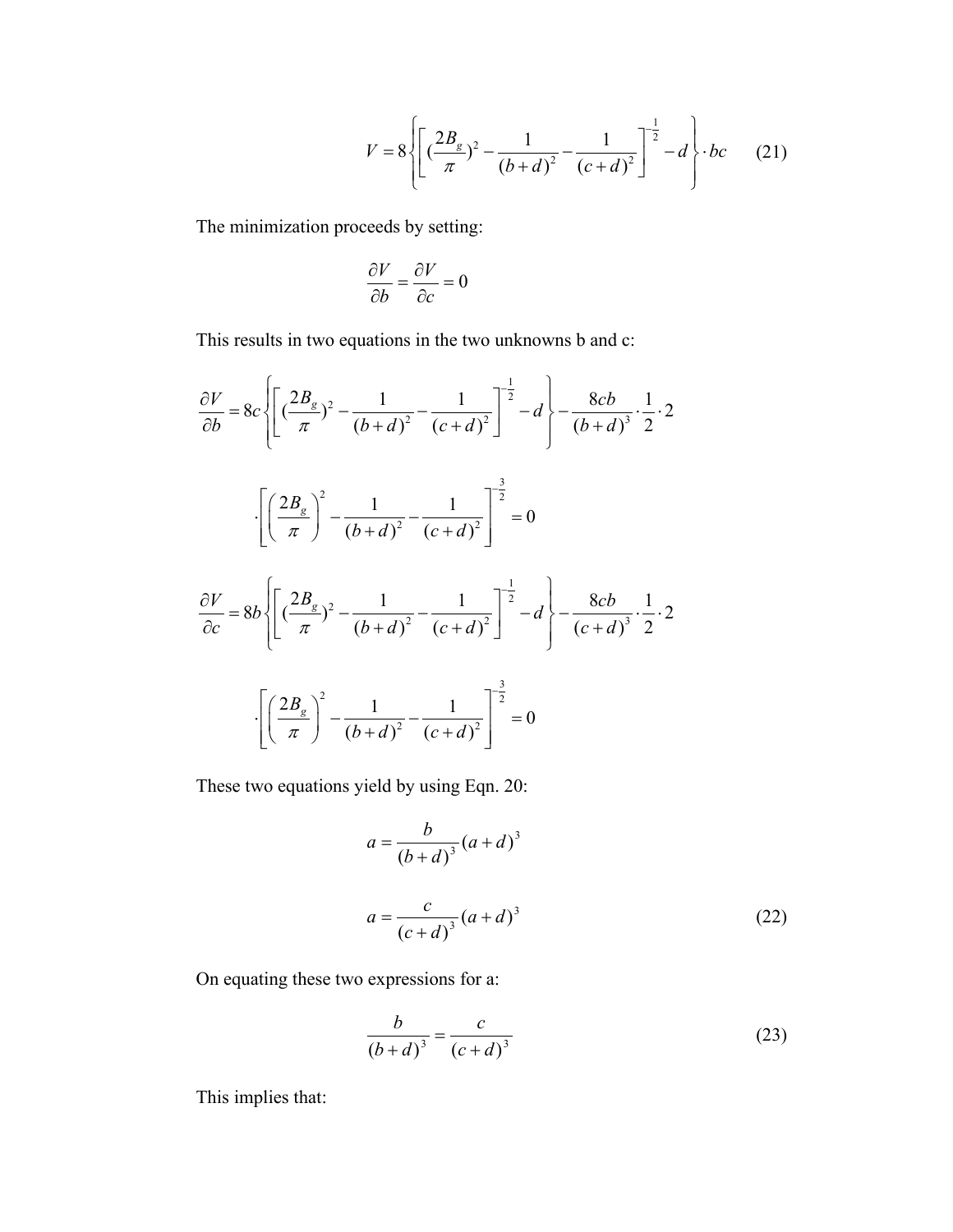$$V = 8\left\{\left[(\frac{2B_g}{\pi})^2 - \frac{1}{(b+d)^2} - \frac{1}{(c+d)^2}\right]^{-\frac{1}{2}} - d\right\} \cdot bc \qquad (21)$$

The minimization proceeds by setting:

$$\frac{\partial V}{\partial b} = \frac{\partial V}{\partial c} = 0$$

This results in two equations in the two unknowns b and c:

$$\frac{\partial V}{\partial b} = 8c\left\{\left[(\frac{2B_g}{\pi})^2 - \frac{1}{(b+d)^2} - \frac{1}{(c+d)^2}\right]^{-\frac{1}{2}} - d\right\} - \frac{8cb}{(b+d)^3} \cdot \frac{1}{2} \cdot 2$$

$$\cdot \left[\left(\frac{2B_g}{\pi}\right)^2 - \frac{1}{(b+d)^2} - \frac{1}{(c+d)^2}\right]^{-\frac{3}{2}} = 0$$

$$\frac{\partial V}{\partial c} = 8b\left\{\left[(\frac{2B_g}{\pi})^2 - \frac{1}{(b+d)^2} - \frac{1}{(c+d)^2}\right]^{-\frac{1}{2}} - d\right\} - \frac{8cb}{(c+d)^3} \cdot \frac{1}{2} \cdot 2$$

$$\cdot \left[\left(\frac{2B_g}{\pi}\right)^2 - \frac{1}{(b+d)^2} - \frac{1}{(c+d)^2}\right]^{-\frac{3}{2}} = 0$$

These two equations yield by using Eqn. 20:

$$a = \frac{b}{(b+d)^3}(a+d)^3$$

$$a = \frac{c}{(c+d)^3}(a+d)^3 \qquad (22)$$

On equating these two expressions for a:

$$\frac{b}{(b+d)^3} = \frac{c}{(c+d)^3} \qquad (23)$$

This implies that: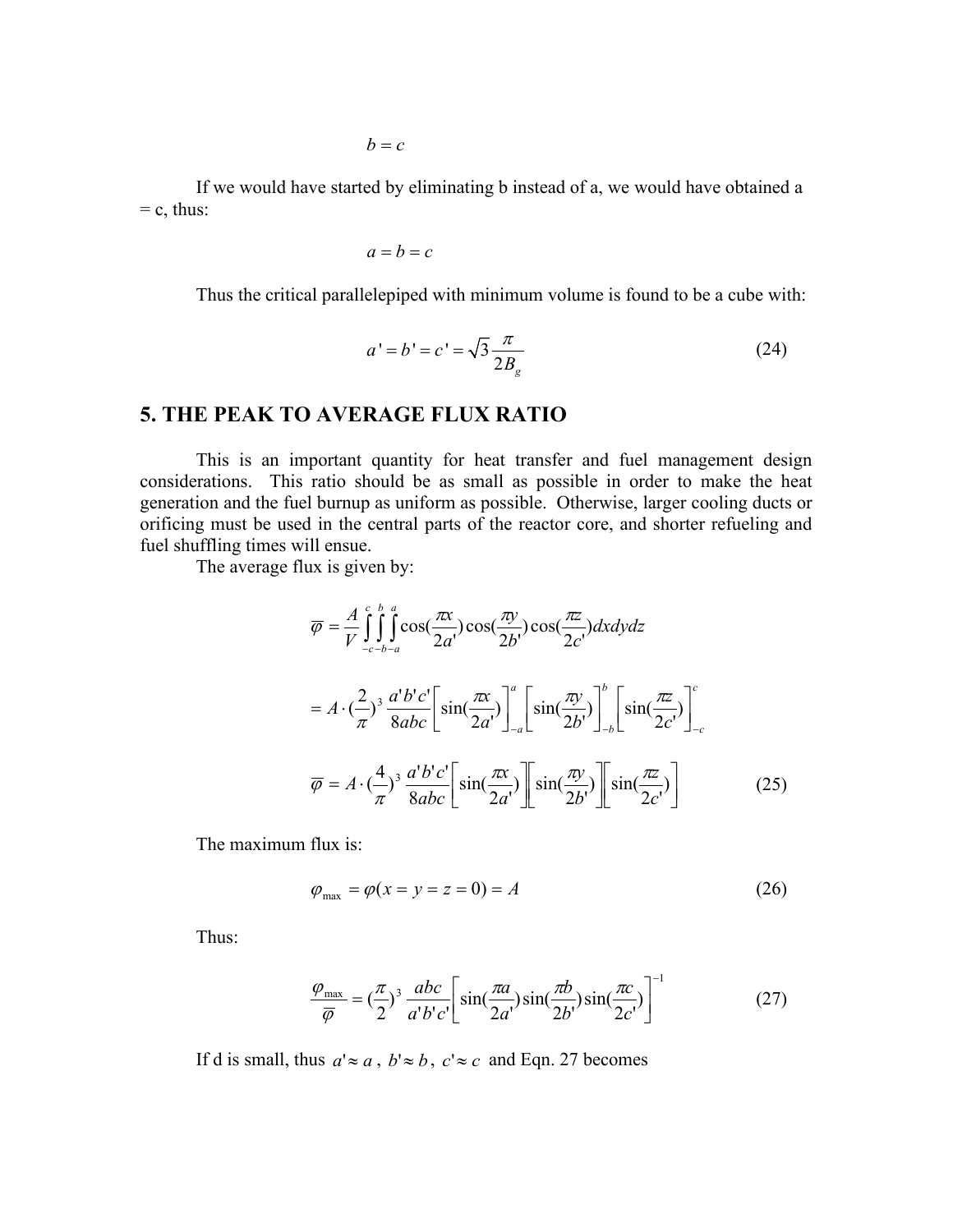$$b = c$$

If we would have started by eliminating b instead of a, we would have obtained a = c, thus:

$$a = b = c$$

Thus the critical parallelepiped with minimum volume is found to be a cube with:

$$a' = b' = c' = \sqrt{3}\frac{\pi}{2B_g} \tag{24}$$

## 5. THE PEAK TO AVERAGE FLUX RATIO

This is an important quantity for heat transfer and fuel management design considerations. This ratio should be as small as possible in order to make the heat generation and the fuel burnup as uniform as possible. Otherwise, larger cooling ducts or orificing must be used in the central parts of the reactor core, and shorter refueling and fuel shuffling times will ensue.

The average flux is given by:

$$\overline{\varphi} = \frac{A}{V}\int_{-c}^{c}\int_{-b}^{b}\int_{-a}^{a}\cos(\frac{\pi x}{2a'})\cos(\frac{\pi y}{2b'})\cos(\frac{\pi z}{2c'})dxdydz$$

$$= A\cdot(\frac{2}{\pi})^3\frac{a'b'c'}{8abc}\left[\sin(\frac{\pi x}{2a'})\right]_{-a}^{a}\left[\sin(\frac{\pi y}{2b'})\right]_{-b}^{b}\left[\sin(\frac{\pi z}{2c'})\right]_{-c}^{c}$$

$$\overline{\varphi} = A\cdot(\frac{4}{\pi})^3\frac{a'b'c'}{8abc}\left[\sin(\frac{\pi x}{2a'})\right]\left[\sin(\frac{\pi y}{2b'})\right]\left[\sin(\frac{\pi z}{2c'})\right] \tag{25}$$

The maximum flux is:

$$\varphi_{\max} = \varphi(x = y = z = 0) = A \tag{26}$$

Thus:

$$\frac{\varphi_{\max}}{\overline{\varphi}} = (\frac{\pi}{2})^3\frac{abc}{a'b'c'}\left[\sin(\frac{\pi a}{2a'})\sin(\frac{\pi b}{2b'})\sin(\frac{\pi c}{2c'})\right]^{-1} \tag{27}$$

If d is small, thus $a' \approx a$, $b' \approx b$, $c' \approx c$ and Eqn. 27 becomes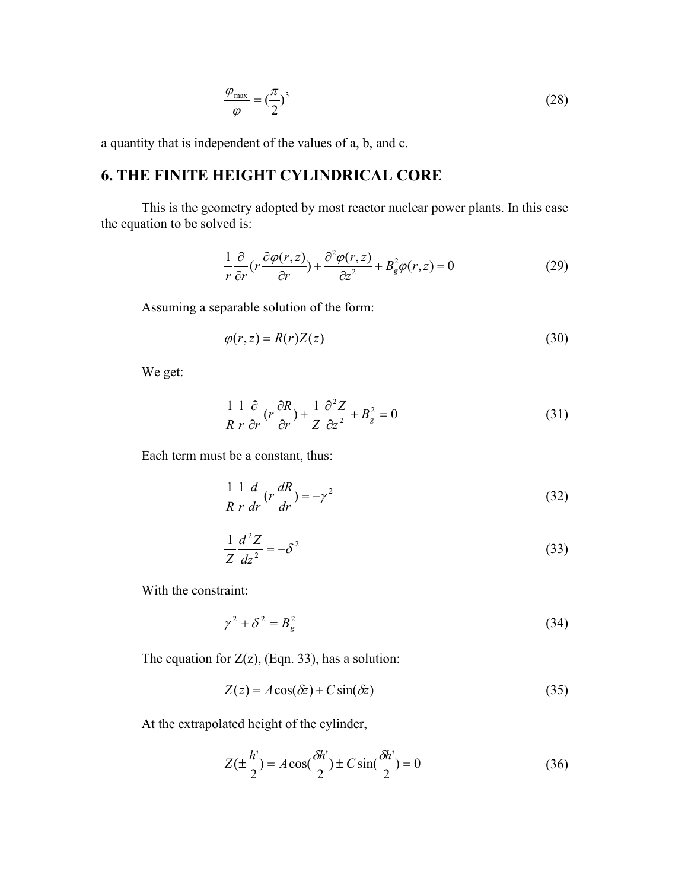$$\frac{\varphi_{max}}{\overline{\varphi}} = (\frac{\pi}{2})^3 \tag{28}$$

a quantity that is independent of the values of a, b, and c.

## 6. THE FINITE HEIGHT CYLINDRICAL CORE

This is the geometry adopted by most reactor nuclear power plants. In this case the equation to be solved is:

$$\frac{1}{r}\frac{\partial}{\partial r}(r\frac{\partial \varphi(r,z)}{\partial r}) + \frac{\partial^2 \varphi(r,z)}{\partial z^2} + B_g^2 \varphi(r,z) = 0 \tag{29}$$

Assuming a separable solution of the form:

$$\varphi(r,z) = R(r)Z(z) \tag{30}$$

We get:

$$\frac{1}{R}\frac{1}{r}\frac{\partial}{\partial r}(r\frac{\partial R}{\partial r}) + \frac{1}{Z}\frac{\partial^2 Z}{\partial z^2} + B_g^2 = 0 \tag{31}$$

Each term must be a constant, thus:

$$\frac{1}{R}\frac{1}{r}\frac{d}{dr}(r\frac{dR}{dr}) = -\gamma^2 \tag{32}$$

$$\frac{1}{Z}\frac{d^2 Z}{dz^2} = -\delta^2 \tag{33}$$

With the constraint:

$$\gamma^2 + \delta^2 = B_g^2 \tag{34}$$

The equation for Z(z), (Eqn. 33), has a solution:

$$Z(z) = A\cos(\delta z) + C\sin(\delta z) \tag{35}$$

At the extrapolated height of the cylinder,

$$Z(\pm\frac{h'}{2}) = A\cos(\frac{\delta h'}{2}) \pm C\sin(\frac{\delta h'}{2}) = 0 \tag{36}$$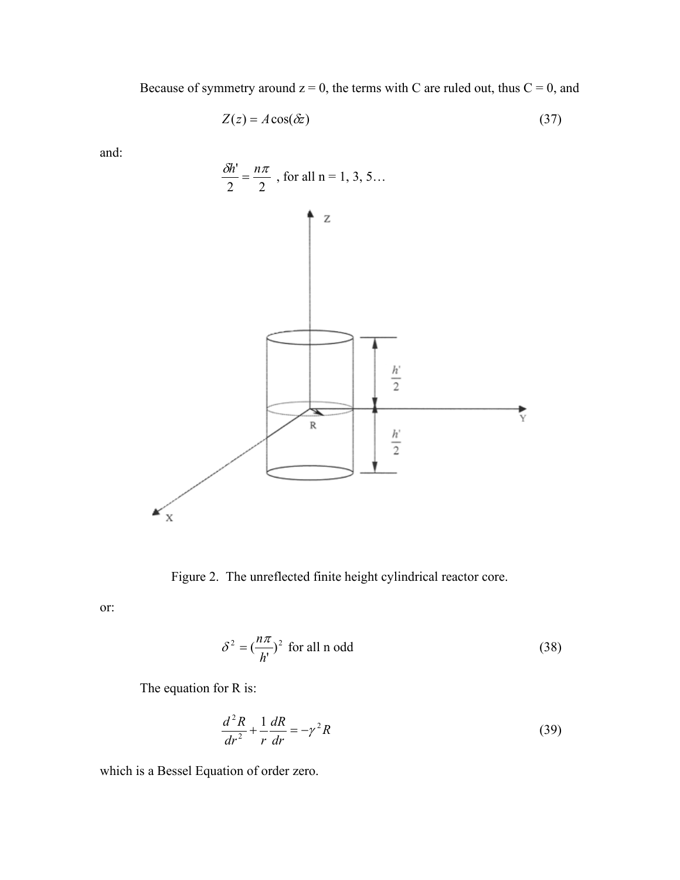Because of symmetry around z = 0, the terms with C are ruled out, thus C = 0, and

$$Z(z) = A\cos(\delta z) \tag{37}$$

and:

$$\frac{\delta h'}{2} = \frac{n\pi}{2} \text{ , for all n = 1, 3, 5…}$$

Figure 2. The unreflected finite height cylindrical reactor core.

or:

$$\delta^2 = (\frac{n\pi}{h'})^2 \text{ for all n odd} \tag{38}$$

The equation for R is:

$$\frac{d^2R}{dr^2} + \frac{1}{r}\frac{dR}{dr} = -\gamma^2 R \tag{39}$$

which is a Bessel Equation of order zero.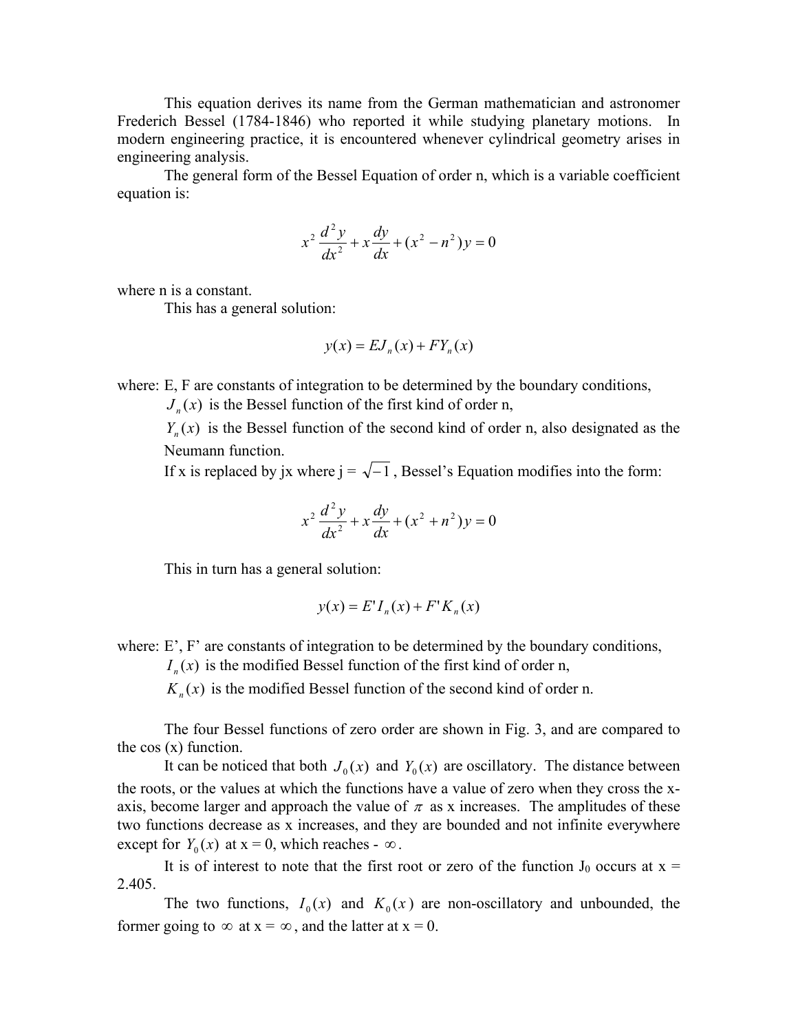This equation derives its name from the German mathematician and astronomer Frederich Bessel (1784-1846) who reported it while studying planetary motions. In modern engineering practice, it is encountered whenever cylindrical geometry arises in engineering analysis.

The general form of the Bessel Equation of order n, which is a variable coefficient equation is:

$$x^2 \frac{d^2 y}{dx^2} + x\frac{dy}{dx} + (x^2 - n^2)y = 0$$

where n is a constant.

This has a general solution:

$$y(x) = EJ_n(x) + FY_n(x)$$

where: E, F are constants of integration to be determined by the boundary conditions,

$J_n(x)$ is the Bessel function of the first kind of order n,

$Y_n(x)$ is the Bessel function of the second kind of order n, also designated as the Neumann function.

If x is replaced by jx where j = $\sqrt{-1}$, Bessel's Equation modifies into the form:

$$x^2 \frac{d^2 y}{dx^2} + x\frac{dy}{dx} + (x^2 + n^2)y = 0$$

This in turn has a general solution:

$$y(x) = E'I_n(x) + F'K_n(x)$$

where: E', F' are constants of integration to be determined by the boundary conditions,

$I_n(x)$ is the modified Bessel function of the first kind of order n,

$K_n(x)$ is the modified Bessel function of the second kind of order n.

The four Bessel functions of zero order are shown in Fig. 3, and are compared to the cos (x) function.

It can be noticed that both $J_0(x)$ and $Y_0(x)$ are oscillatory. The distance between the roots, or the values at which the functions have a value of zero when they cross the x-axis, become larger and approach the value of $\pi$ as x increases. The amplitudes of these two functions decrease as x increases, and they are bounded and not infinite everywhere except for $Y_0(x)$ at x = 0, which reaches - $\infty$.

It is of interest to note that the first root or zero of the function $J_0$ occurs at x = 2.405.

The two functions, $I_0(x)$ and $K_0(x)$ are non-oscillatory and unbounded, the former going to $\infty$ at x = $\infty$, and the latter at x = 0.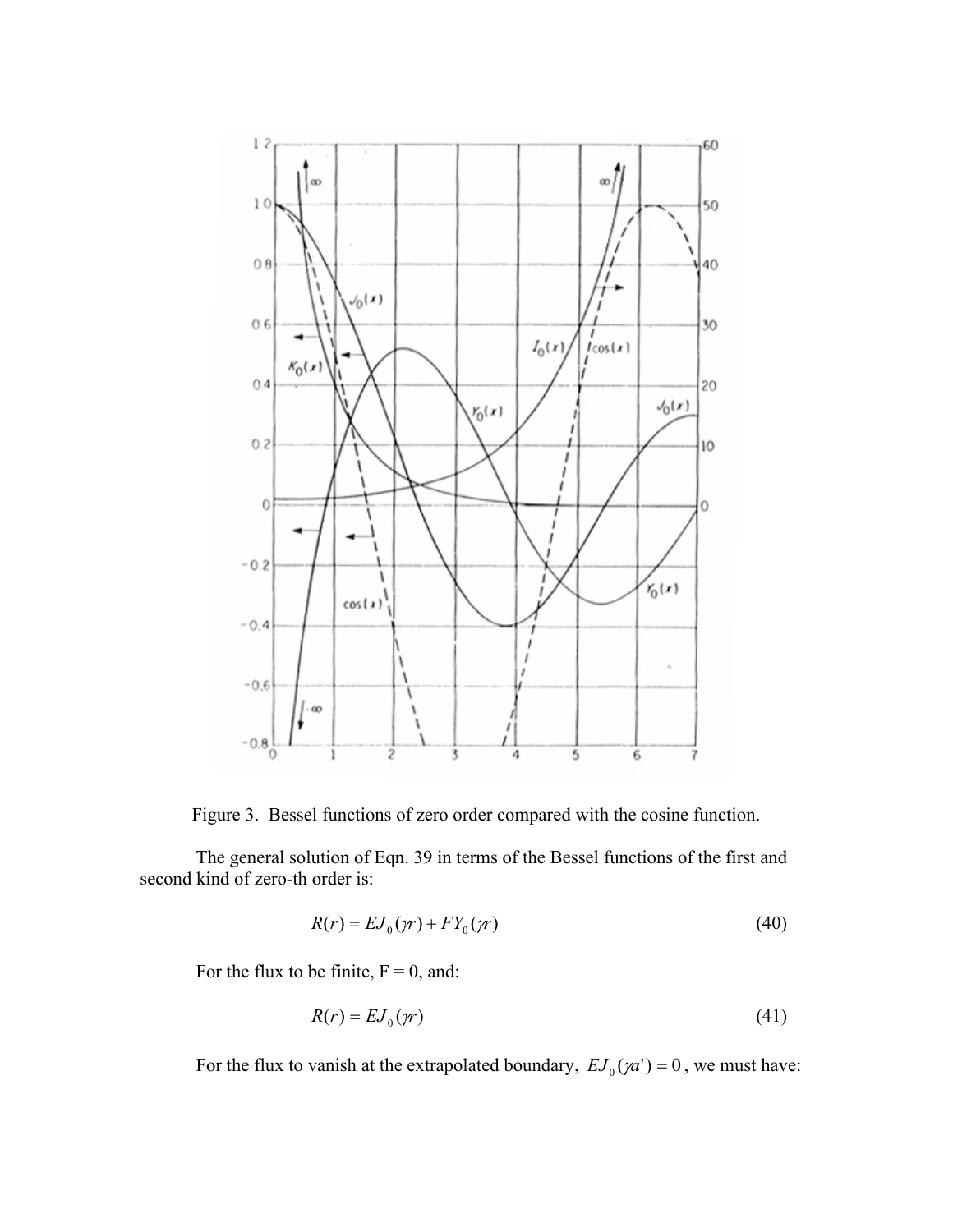Figure 3. Bessel functions of zero order compared with the cosine function.

The general solution of Eqn. 39 in terms of the Bessel functions of the first and second kind of zero-th order is:

$$R(r) = EJ_0(\gamma r) + FY_0(\gamma r) \tag{40}$$

For the flux to be finite, F = 0, and:

$$R(r) = EJ_0(\gamma r) \tag{41}$$

For the flux to vanish at the extrapolated boundary, $EJ_0(\gamma a') = 0$, we must have: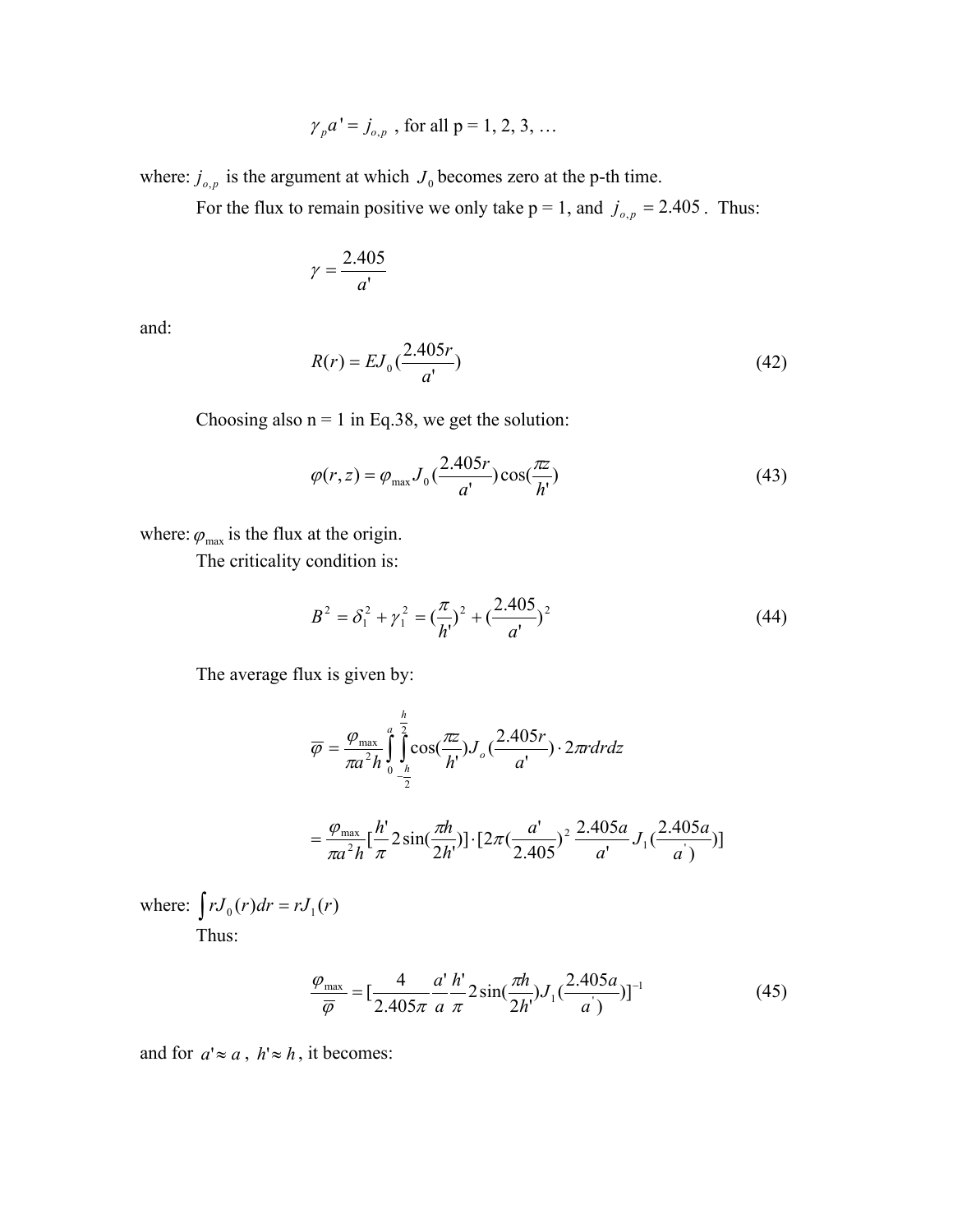$$\gamma_p a' = j_{o,p} \text{ , for all p = 1, 2, 3, …}$$

where: $j_{o,p}$ is the argument at which $J_0$ becomes zero at the p-th time.

For the flux to remain positive we only take p = 1, and $j_{o,p} = 2.405$. Thus:

$$\gamma = \frac{2.405}{a'}$$

and:

$$R(r) = EJ_0(\frac{2.405r}{a'}) \tag{42}$$

Choosing also n = 1 in Eq.38, we get the solution:

$$\varphi(r,z) = \varphi_{\max} J_0(\frac{2.405r}{a'})\cos(\frac{\pi z}{h'}) \tag{43}$$

where: $\varphi_{\max}$ is the flux at the origin.

The criticality condition is:

$$B^2 = \delta_1^2 + \gamma_1^2 = (\frac{\pi}{h'})^2 + (\frac{2.405}{a'})^2 \tag{44}$$

The average flux is given by:

$$\overline{\varphi} = \frac{\varphi_{\max}}{\pi a^2 h}\int_0^a \int_{-\frac{h}{2}}^{\frac{h}{2}} \cos(\frac{\pi z}{h'})J_o(\frac{2.405r}{a'}) \cdot 2\pi r dr dz$$

$$= \frac{\varphi_{\max}}{\pi a^2 h}[\frac{h'}{\pi}2\sin(\frac{\pi h}{2h'})] \cdot [2\pi(\frac{a'}{2.405})^2 \frac{2.405a}{a'} J_1(\frac{2.405a}{a'})]$$

where: $\int rJ_0(r)dr = rJ_1(r)$

Thus:

$$\frac{\varphi_{\max}}{\overline{\varphi}} = [\frac{4}{2.405\pi}\frac{a'}{a}\frac{h'}{\pi}2\sin(\frac{\pi h}{2h'})J_1(\frac{2.405a}{a'})]^{-1} \tag{45}$$

and for $a' \approx a$, $h' \approx h$, it becomes: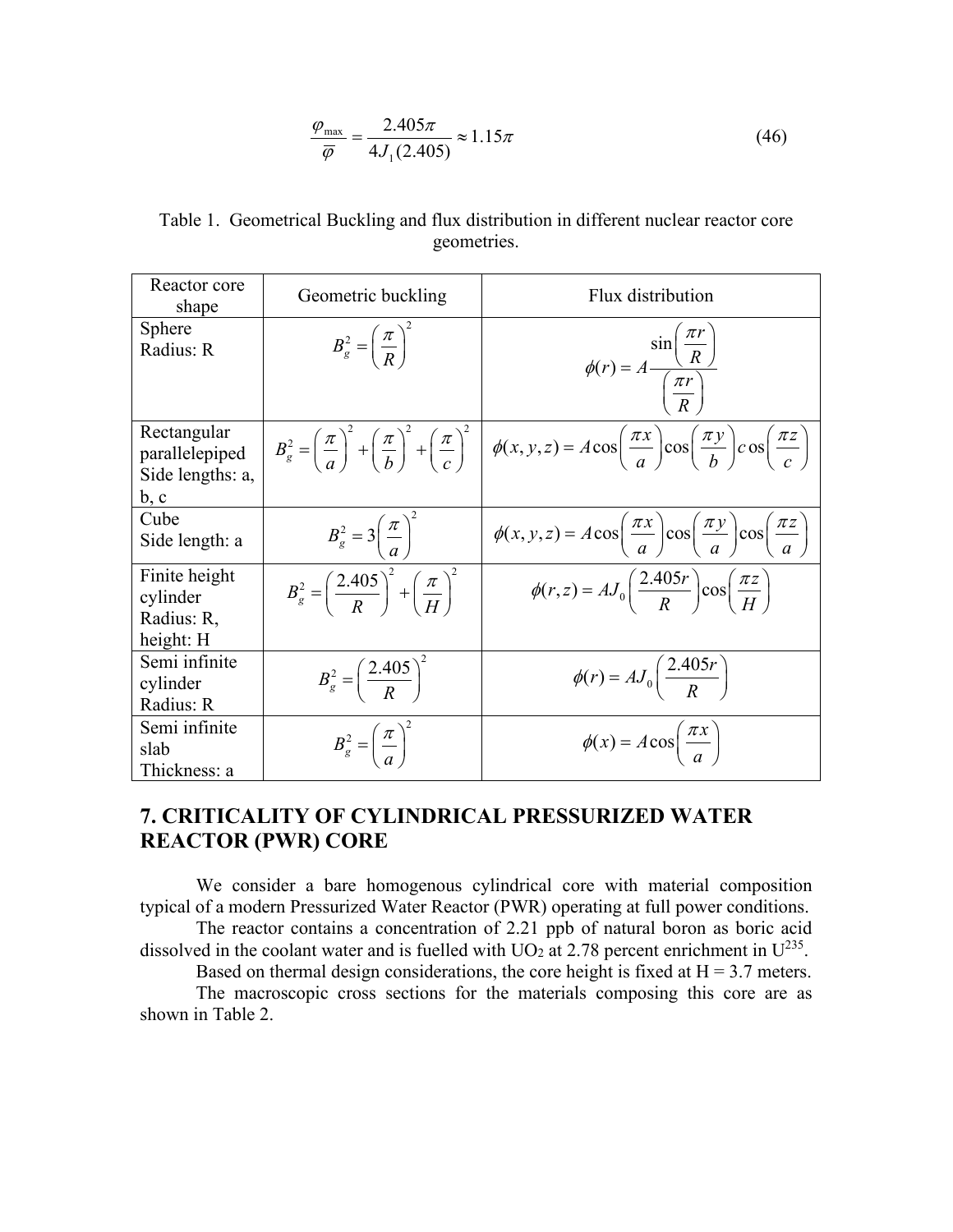$$\frac{\varphi_{\max}}{\overline{\varphi}} = \frac{2.405\pi}{4J_1(2.405)} \approx 1.15\pi \tag{46}$$

Table 1. Geometrical Buckling and flux distribution in different nuclear reactor core geometries.

| Reactor core shape | Geometric buckling | Flux distribution |
|---|---|---|
| Sphere<br>Radius: R | $B_g^2 = \left(\frac{\pi}{R}\right)^2$ | $\phi(r) = A\frac{\sin\left(\frac{\pi r}{R}\right)}{\left(\frac{\pi r}{R}\right)}$ |
| Rectangular parallelepiped<br>Side lengths: a, b, c | $B_g^2 = \left(\frac{\pi}{a}\right)^2 + \left(\frac{\pi}{b}\right)^2 + \left(\frac{\pi}{c}\right)^2$ | $\phi(x,y,z) = A\cos\left(\frac{\pi x}{a}\right)\cos\left(\frac{\pi y}{b}\right)\cos\left(\frac{\pi z}{c}\right)$ |
| Cube<br>Side length: a | $B_g^2 = 3\left(\frac{\pi}{a}\right)^2$ | $\phi(x,y,z) = A\cos\left(\frac{\pi x}{a}\right)\cos\left(\frac{\pi y}{a}\right)\cos\left(\frac{\pi z}{a}\right)$ |
| Finite height cylinder<br>Radius: R, height: H | $B_g^2 = \left(\frac{2.405}{R}\right)^2 + \left(\frac{\pi}{H}\right)^2$ | $\phi(r,z) = AJ_0\left(\frac{2.405r}{R}\right)\cos\left(\frac{\pi z}{H}\right)$ |
| Semi infinite cylinder<br>Radius: R | $B_g^2 = \left(\frac{2.405}{R}\right)^2$ | $\phi(r) = AJ_0\left(\frac{2.405r}{R}\right)$ |
| Semi infinite slab<br>Thickness: a | $B_g^2 = \left(\frac{\pi}{a}\right)^2$ | $\phi(x) = A\cos\left(\frac{\pi x}{a}\right)$ |

## 7. CRITICALITY OF CYLINDRICAL PRESSURIZED WATER REACTOR (PWR) CORE

We consider a bare homogenous cylindrical core with material composition typical of a modern Pressurized Water Reactor (PWR) operating at full power conditions.

The reactor contains a concentration of 2.21 ppb of natural boron as boric acid dissolved in the coolant water and is fuelled with $UO_2$ at 2.78 percent enrichment in $U^{235}$.

Based on thermal design considerations, the core height is fixed at H = 3.7 meters.

The macroscopic cross sections for the materials composing this core are as shown in Table 2.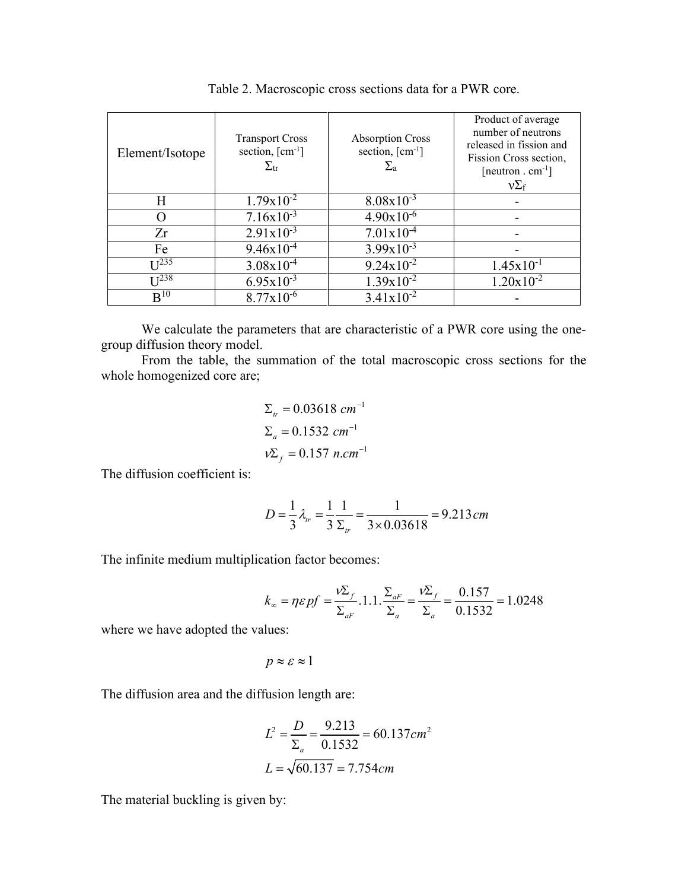Table 2. Macroscopic cross sections data for a PWR core.

| Element/Isotope | Transport Cross section, [cm$^{-1}$] $\Sigma_{tr}$ | Absorption Cross section, [cm$^{-1}$] $\Sigma_a$ | Product of average number of neutrons released in fission and Fission Cross section, [neutron . cm$^{-1}$] $\nu\Sigma_f$ |
|---|---|---|---|
| H | $1.79 \times 10^{-2}$ | $8.08 \times 10^{-3}$ | - |
| O | $7.16 \times 10^{-3}$ | $4.90 \times 10^{-6}$ | - |
| Zr | $2.91 \times 10^{-3}$ | $7.01 \times 10^{-4}$ | - |
| Fe | $9.46 \times 10^{-4}$ | $3.99 \times 10^{-3}$ | - |
| $U^{235}$ | $3.08 \times 10^{-4}$ | $9.24 \times 10^{-2}$ | $1.45 \times 10^{-1}$ |
| $U^{238}$ | $6.95 \times 10^{-3}$ | $1.39 \times 10^{-2}$ | $1.20 \times 10^{-2}$ |
| $B^{10}$ | $8.77 \times 10^{-6}$ | $3.41 \times 10^{-2}$ | - |

We calculate the parameters that are characteristic of a PWR core using the one-group diffusion theory model.

From the table, the summation of the total macroscopic cross sections for the whole homogenized core are;

$$\Sigma_{tr} = 0.03618 \ cm^{-1}$$
$$\Sigma_a = 0.1532 \ cm^{-1}$$
$$\nu\Sigma_f = 0.157 \ n.cm^{-1}$$

The diffusion coefficient is:

$$D = \frac{1}{3}\lambda_{tr} = \frac{1}{3}\frac{1}{\Sigma_{tr}} = \frac{1}{3 \times 0.03618} = 9.213 cm$$

The infinite medium multiplication factor becomes:

$$k_\infty = \eta\varepsilon pf = \frac{\nu\Sigma_f}{\Sigma_{aF}}.1.1.\frac{\Sigma_{aF}}{\Sigma_a} = \frac{\nu\Sigma_f}{\Sigma_a} = \frac{0.157}{0.1532} = 1.0248$$

where we have adopted the values:

$$p \approx \varepsilon \approx 1$$

The diffusion area and the diffusion length are:

$$L^2 = \frac{D}{\Sigma_a} = \frac{9.213}{0.1532} = 60.137 cm^2$$
$$L = \sqrt{60.137} = 7.754 cm$$

The material buckling is given by: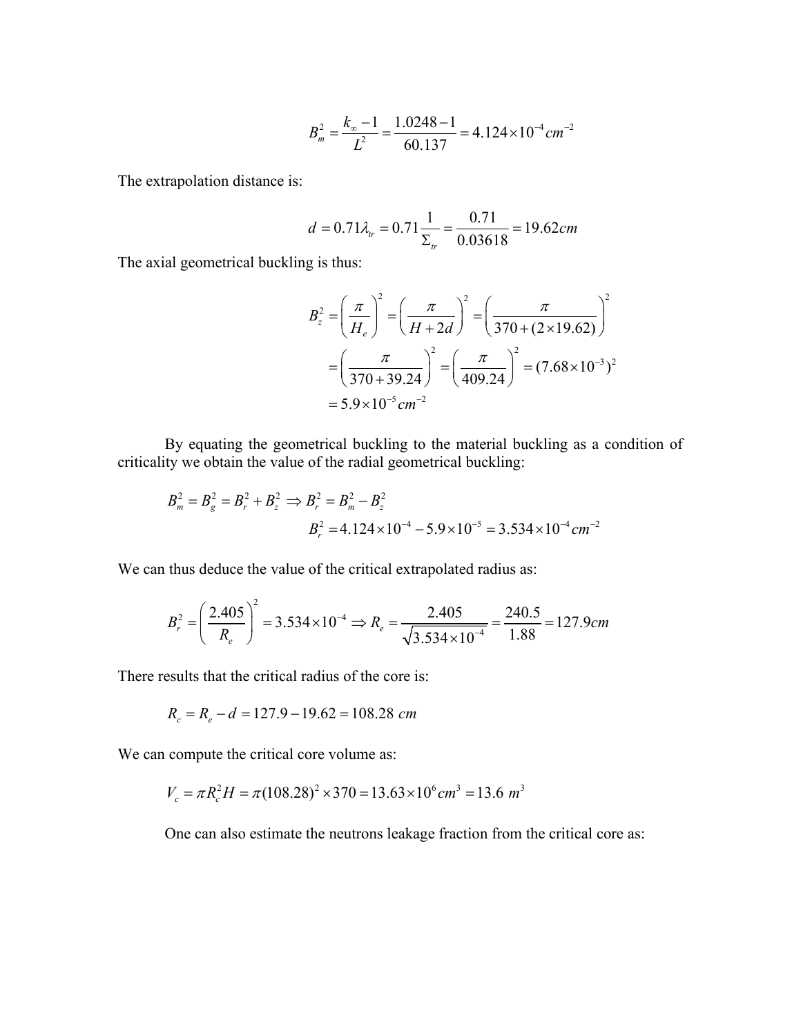$$B_m^2 = \frac{k_\infty - 1}{L^2} = \frac{1.0248 - 1}{60.137} = 4.124 \times 10^{-4} \, cm^{-2}$$

The extrapolation distance is:

$$d = 0.71 \lambda_{tr} = 0.71 \frac{1}{\Sigma_{tr}} = \frac{0.71}{0.03618} = 19.62 cm$$

The axial geometrical buckling is thus:

$$\begin{aligned} B_z^2 &= \left( \frac{\pi}{H_e} \right)^2 = \left( \frac{\pi}{H + 2d} \right)^2 = \left( \frac{\pi}{370 + (2 \times 19.62)} \right)^2 \\ &= \left( \frac{\pi}{370 + 39.24} \right)^2 = \left( \frac{\pi}{409.24} \right)^2 = (7.68 \times 10^{-3})^2 \\ &= 5.9 \times 10^{-5} \, cm^{-2} \end{aligned}$$

By equating the geometrical buckling to the material buckling as a condition of criticality we obtain the value of the radial geometrical buckling:

$$B_m^2 = B_g^2 = B_r^2 + B_z^2 \Rightarrow B_r^2 = B_m^2 - B_z^2$$

$$B_r^2 = 4.124 \times 10^{-4} - 5.9 \times 10^{-5} = 3.534 \times 10^{-4} \, cm^{-2}$$

We can thus deduce the value of the critical extrapolated radius as:

$$B_r^2 = \left( \frac{2.405}{R_e} \right)^2 = 3.534 \times 10^{-4} \Rightarrow R_e = \frac{2.405}{\sqrt{3.534 \times 10^{-4}}} = \frac{240.5}{1.88} = 127.9 cm$$

There results that the critical radius of the core is:

$$R_c = R_e - d = 127.9 - 19.62 = 108.28 \ cm$$

We can compute the critical core volume as:

$$V_c = \pi R_c^2 H = \pi (108.28)^2 \times 370 = 13.63 \times 10^6 cm^3 = 13.6 \ m^3$$

One can also estimate the neutrons leakage fraction from the critical core as: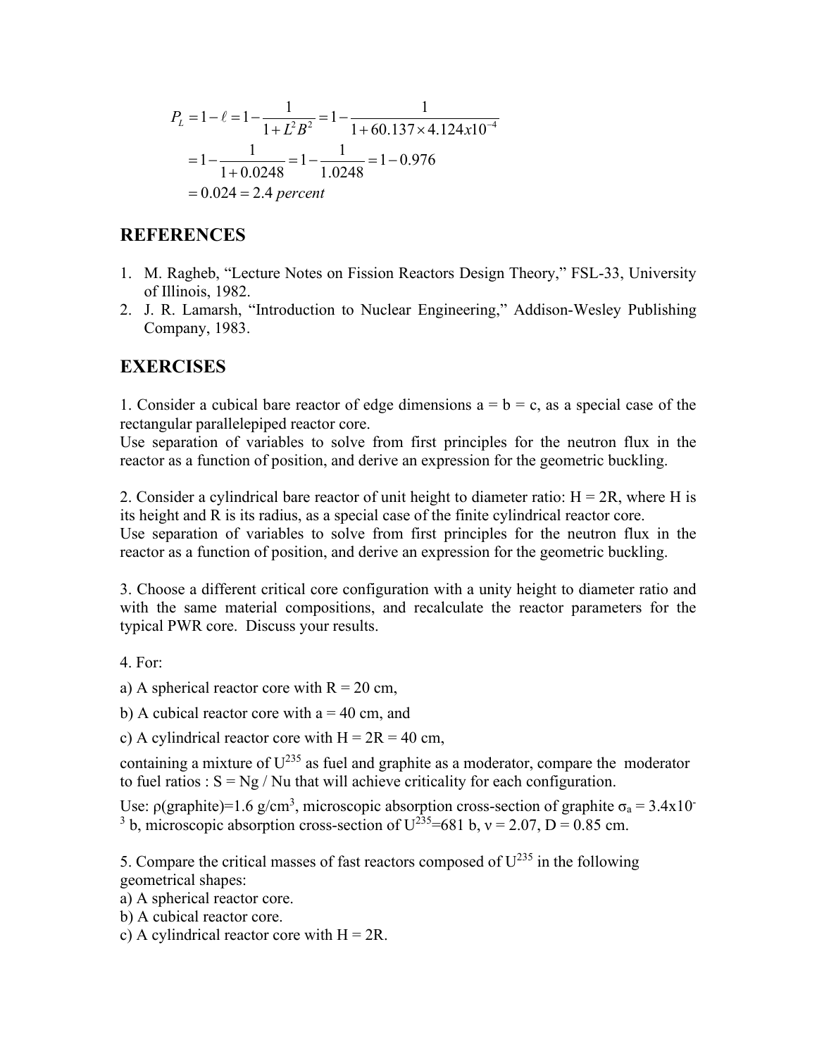$$
\begin{aligned}
P_L &= 1 - \ell = 1 - \frac{1}{1 + L^2 B^2} = 1 - \frac{1}{1 + 60.137 \times 4.124 x 10^{-4}} \\
&= 1 - \frac{1}{1 + 0.0248} = 1 - \frac{1}{1.0248} = 1 - 0.976 \\
&= 0.024 = 2.4 \textit{ percent}
\end{aligned}
$$

## REFERENCES

1. M. Ragheb, "Lecture Notes on Fission Reactors Design Theory," FSL-33, University of Illinois, 1982.
2. J. R. Lamarsh, "Introduction to Nuclear Engineering," Addison-Wesley Publishing Company, 1983.

## EXERCISES

1. Consider a cubical bare reactor of edge dimensions a = b = c, as a special case of the rectangular parallelepiped reactor core.
Use separation of variables to solve from first principles for the neutron flux in the reactor as a function of position, and derive an expression for the geometric buckling.

2. Consider a cylindrical bare reactor of unit height to diameter ratio: H = 2R, where H is its height and R is its radius, as a special case of the finite cylindrical reactor core.
Use separation of variables to solve from first principles for the neutron flux in the reactor as a function of position, and derive an expression for the geometric buckling.

3. Choose a different critical core configuration with a unity height to diameter ratio and with the same material compositions, and recalculate the reactor parameters for the typical PWR core. Discuss your results.

4. For:

a) A spherical reactor core with R = 20 cm,

b) A cubical reactor core with a = 40 cm, and

c) A cylindrical reactor core with H = 2R = 40 cm,

containing a mixture of $U^{235}$ as fuel and graphite as a moderator, compare the moderator to fuel ratios : S = Ng / Nu that will achieve criticality for each configuration.

Use: ρ(graphite)=1.6 g/cm$^3$, microscopic absorption cross-section of graphite $\sigma_a = 3.4 \times 10^{-3}$ b, microscopic absorption cross-section of $U^{235}$=681 b, ν = 2.07, D = 0.85 cm.

5. Compare the critical masses of fast reactors composed of $U^{235}$ in the following geometrical shapes:
a) A spherical reactor core.
b) A cubical reactor core.
c) A cylindrical reactor core with H = 2R.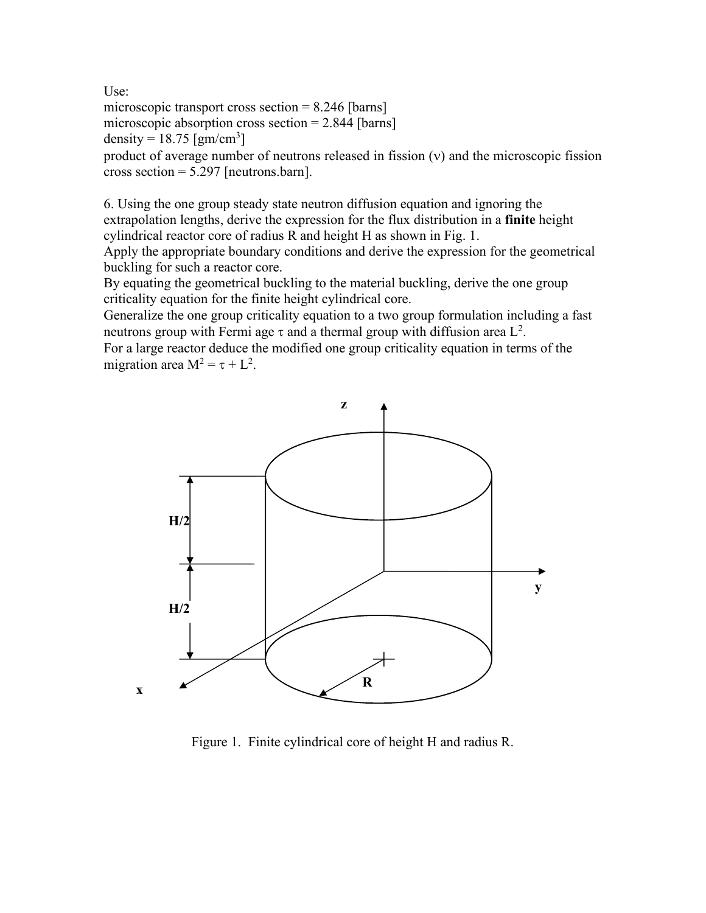Use:
microscopic transport cross section = 8.246 [barns]
microscopic absorption cross section = 2.844 [barns]
density = 18.75 [gm/cm$^3$]
product of average number of neutrons released in fission ($\nu$) and the microscopic fission cross section = 5.297 [neutrons.barn].

6. Using the one group steady state neutron diffusion equation and ignoring the extrapolation lengths, derive the expression for the flux distribution in a **finite** height cylindrical reactor core of radius R and height H as shown in Fig. 1.
Apply the appropriate boundary conditions and derive the expression for the geometrical buckling for such a reactor core.
By equating the geometrical buckling to the material buckling, derive the one group criticality equation for the finite height cylindrical core.
Generalize the one group criticality equation to a two group formulation including a fast neutrons group with Fermi age $\tau$ and a thermal group with diffusion area $L^2$.
For a large reactor deduce the modified one group criticality equation in terms of the migration area $M^2 = \tau + L^2$.

Figure 1. Finite cylindrical core of height H and radius R.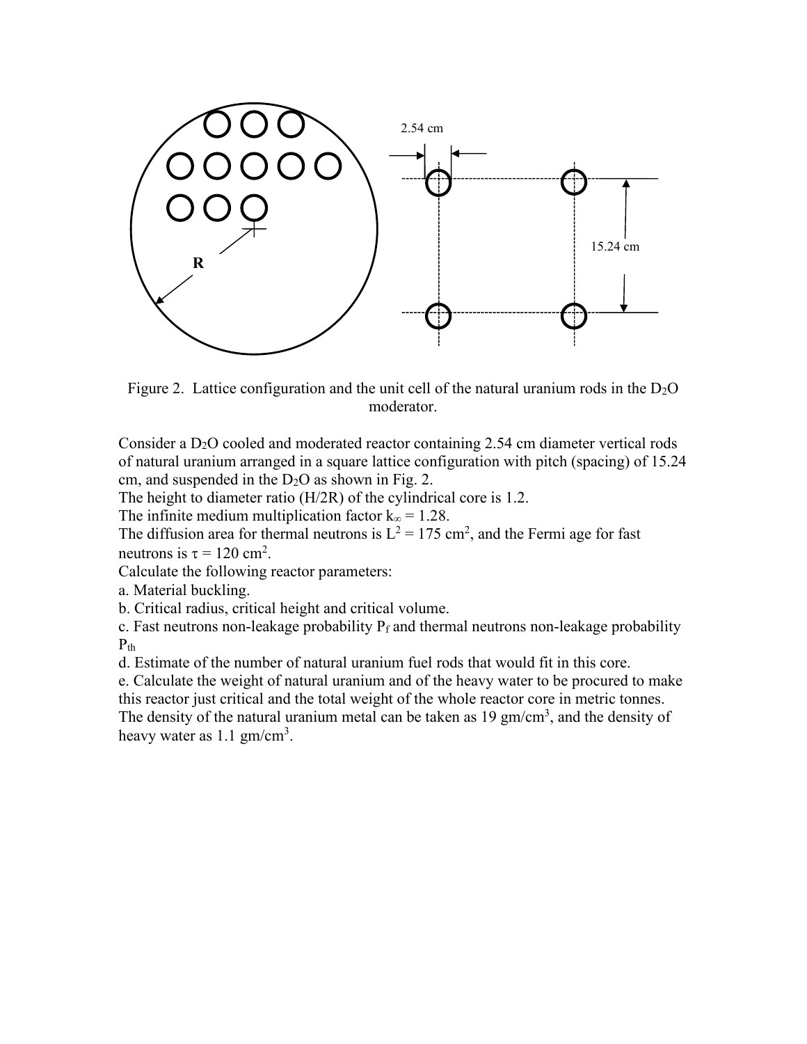2.54 cm

15.24 cm

R

Figure 2. Lattice configuration and the unit cell of the natural uranium rods in the $D_2O$ moderator.

Consider a $D_2O$ cooled and moderated reactor containing 2.54 cm diameter vertical rods of natural uranium arranged in a square lattice configuration with pitch (spacing) of 15.24 cm, and suspended in the $D_2O$ as shown in Fig. 2.

The height to diameter ratio (H/2R) of the cylindrical core is 1.2.

The infinite medium multiplication factor $k_\infty = 1.28$.

The diffusion area for thermal neutrons is $L^2 = 175$ cm$^2$, and the Fermi age for fast neutrons is $\tau = 120$ cm$^2$.

Calculate the following reactor parameters:

a. Material buckling.

b. Critical radius, critical height and critical volume.

c. Fast neutrons non-leakage probability $P_f$ and thermal neutrons non-leakage probability $P_{th}$

d. Estimate of the number of natural uranium fuel rods that would fit in this core.

e. Calculate the weight of natural uranium and of the heavy water to be procured to make this reactor just critical and the total weight of the whole reactor core in metric tonnes. The density of the natural uranium metal can be taken as 19 gm/cm$^3$, and the density of heavy water as 1.1 gm/cm$^3$.